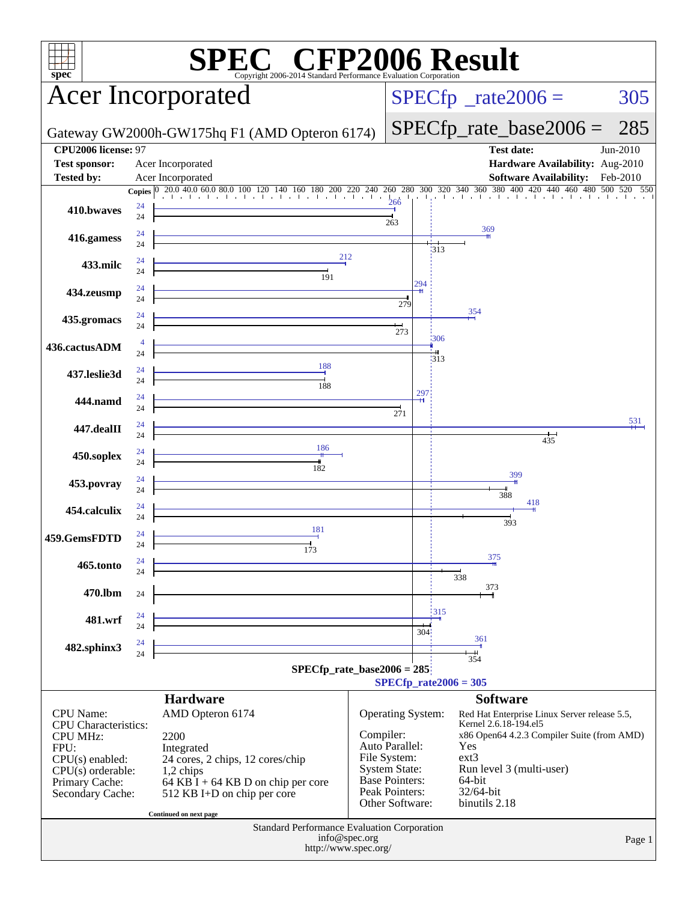# SPEC CFP2006 Result

Copyright 2006-2014 Standard Performance Evaluation Corporation

## Acer Incorporated

Gateway GW2000h-GW175hq F1 (AMD Opteron 6174)

SPECfp_rate2006 = 305

SPECfp_rate_base2006 = 285

| | | | |
|---|---|---|---|
| **CPU2006 license:** | 97 | **Test date:** | Jun-2010 |
| **Test sponsor:** | Acer Incorporated | **Hardware Availability:** | Aug-2010 |
| **Tested by:** | Acer Incorporated | **Software Availability:** | Feb-2010 |

| Benchmark | Copies (peak) | Peak | Copies (base) | Base |
|---|---|---|---|---|
| 410.bwaves | 24 | 266 | 24 | 263 |
| 416.gamess | 24 | 369 | 24 | 313 |
| 433.milc | 24 | 212 | 24 | 191 |
| 434.zeusmp | 24 | 294 | 24 | 279 |
| 435.gromacs | 24 | 354 | 24 | 273 |
| 436.cactusADM | 4 | 306 | 24 | 313 |
| 437.leslie3d | 24 | 188 | 24 | 188 |
| 444.namd | 24 | 297 | 24 | 271 |
| 447.dealII | 24 | 531 | 24 | 435 |
| 450.soplex | 24 | 186 | 24 | 182 |
| 453.povray | 24 | 399 | 24 | 388 |
| 454.calculix | 24 | 418 | 24 | 393 |
| 459.GemsFDTD | 24 | 181 | 24 | 173 |
| 465.tonto | 24 | 375 | 24 | 338 |
| 470.lbm | | | 24 | 373 |
| 481.wrf | 24 | 315 | 24 | 304 |
| 482.sphinx3 | 24 | 361 | 24 | 354 |

SPECfp_rate_base2006 = 285

SPECfp_rate2006 = 305

## Hardware

| | |
|---|---|
| CPU Name: | AMD Opteron 6174 |
| CPU Characteristics: | |
| CPU MHz: | 2200 |
| FPU: | Integrated |
| CPU(s) enabled: | 24 cores, 2 chips, 12 cores/chip |
| CPU(s) orderable: | 1,2 chips |
| Primary Cache: | 64 KB I + 64 KB D on chip per core |
| Secondary Cache: | 512 KB I+D on chip per core |

Continued on next page

## Software

| | |
|---|---|
| Operating System: | Red Hat Enterprise Linux Server release 5.5, Kernel 2.6.18-194.el5 |
| Compiler: | x86 Open64 4.2.3 Compiler Suite (from AMD) |
| Auto Parallel: | Yes |
| File System: | ext3 |
| System State: | Run level 3 (multi-user) |
| Base Pointers: | 64-bit |
| Peak Pointers: | 32/64-bit |
| Other Software: | binutils 2.18 |

Standard Performance Evaluation Corporation
info@spec.org
http://www.spec.org/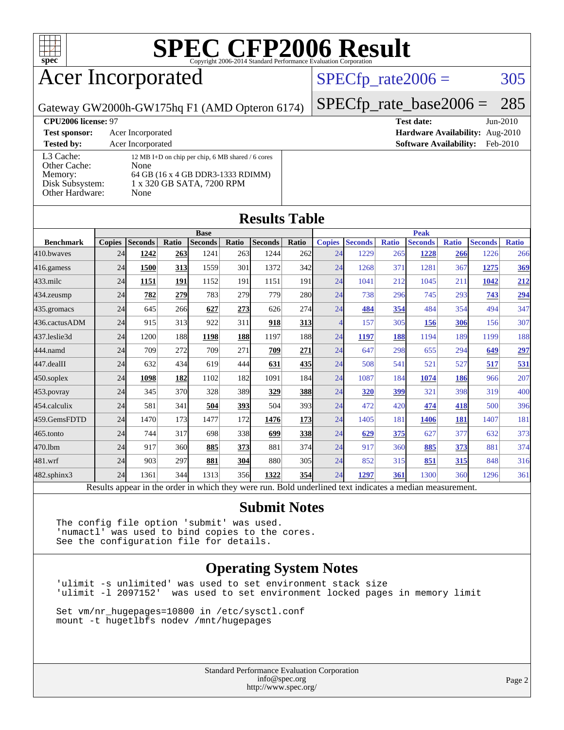# SPEC CFP2006 Result

Copyright 2006-2014 Standard Performance Evaluation Corporation

## Acer Incorporated

Gateway GW2000h-GW175hq F1 (AMD Opteron 6174)

SPECfp_rate2006 = 305

SPECfp_rate_base2006 = 285

**CPU2006 license:** 97

**Test sponsor:** Acer Incorporated

**Tested by:** Acer Incorporated

**Test date:** Jun-2010

**Hardware Availability:** Aug-2010

**Software Availability:** Feb-2010

L3 Cache: 12 MB I+D on chip per chip, 6 MB shared / 6 cores
Other Cache: None
Memory: 64 GB (16 x 4 GB DDR3-1333 RDIMM)
Disk Subsystem: 1 x 320 GB SATA, 7200 RPM
Other Hardware: None

## Results Table

| | Base | | | | | | | Peak | | | | | | |
|---|---|---|---|---|---|---|---|---|---|---|---|---|---|---|
| **Benchmark** | **Copies** | **Seconds** | **Ratio** | **Seconds** | **Ratio** | **Seconds** | **Ratio** | **Copies** | **Seconds** | **Ratio** | **Seconds** | **Ratio** | **Seconds** | **Ratio** |
| 410.bwaves | 24 | **1242** | **263** | 1241 | 263 | 1244 | 262 | 24 | 1229 | 265 | **1228** | **266** | 1226 | 266 |
| 416.gamess | 24 | **1500** | **313** | 1559 | 301 | 1372 | 342 | 24 | 1268 | 371 | 1281 | 367 | **1275** | **369** |
| 433.milc | 24 | **1151** | **191** | 1152 | 191 | 1151 | 191 | 24 | 1041 | 212 | 1045 | 211 | **1042** | **212** |
| 434.zeusmp | 24 | **782** | **279** | 783 | 279 | 779 | 280 | 24 | 738 | 296 | 745 | 293 | **743** | **294** |
| 435.gromacs | 24 | 645 | 266 | **627** | **273** | 626 | 274 | 24 | **484** | **354** | 484 | 354 | 494 | 347 |
| 436.cactusADM | 24 | 915 | 313 | 922 | 311 | **918** | **313** | 4 | 157 | 305 | **156** | **306** | 156 | 307 |
| 437.leslie3d | 24 | 1200 | 188 | **1198** | **188** | 1197 | 188 | 24 | **1197** | **188** | 1194 | 189 | 1199 | 188 |
| 444.namd | 24 | 709 | 272 | 709 | 271 | **709** | **271** | 24 | 647 | 298 | 655 | 294 | **649** | **297** |
| 447.dealII | 24 | 632 | 434 | 619 | 444 | **631** | **435** | 24 | 508 | 541 | 521 | 527 | **517** | **531** |
| 450.soplex | 24 | **1098** | **182** | 1102 | 182 | 1091 | 184 | 24 | 1087 | 184 | **1074** | **186** | 966 | 207 |
| 453.povray | 24 | 345 | 370 | 328 | 389 | **329** | **388** | 24 | **320** | **399** | 321 | 398 | 319 | 400 |
| 454.calculix | 24 | 581 | 341 | **504** | **393** | 504 | 393 | 24 | 472 | 420 | **474** | **418** | 500 | 396 |
| 459.GemsFDTD | 24 | 1470 | 173 | 1477 | 172 | **1476** | **173** | 24 | 1405 | 181 | **1406** | **181** | 1407 | 181 |
| 465.tonto | 24 | 744 | 317 | 698 | 338 | **699** | **338** | 24 | **629** | **375** | 627 | 377 | 632 | 373 |
| 470.lbm | 24 | 917 | 360 | **885** | **373** | 881 | 374 | 24 | 917 | 360 | **885** | **373** | 881 | 374 |
| 481.wrf | 24 | 903 | 297 | **881** | **304** | 880 | 305 | 24 | 852 | 315 | **851** | **315** | 848 | 316 |
| 482.sphinx3 | 24 | 1361 | 344 | 1313 | 356 | **1322** | **354** | 24 | **1297** | **361** | 1300 | 360 | 1296 | 361 |

Results appear in the order in which they were run. Bold underlined text indicates a median measurement.

## Submit Notes

```
The config file option 'submit' was used.
'numactl' was used to bind copies to the cores.
See the configuration file for details.
```

## Operating System Notes

```
'ulimit -s unlimited' was used to set environment stack size
'ulimit -l 2097152'  was used to set environment locked pages in memory limit

Set vm/nr_hugepages=10800 in /etc/sysctl.conf
mount -t hugetlbfs nodev /mnt/hugepages
```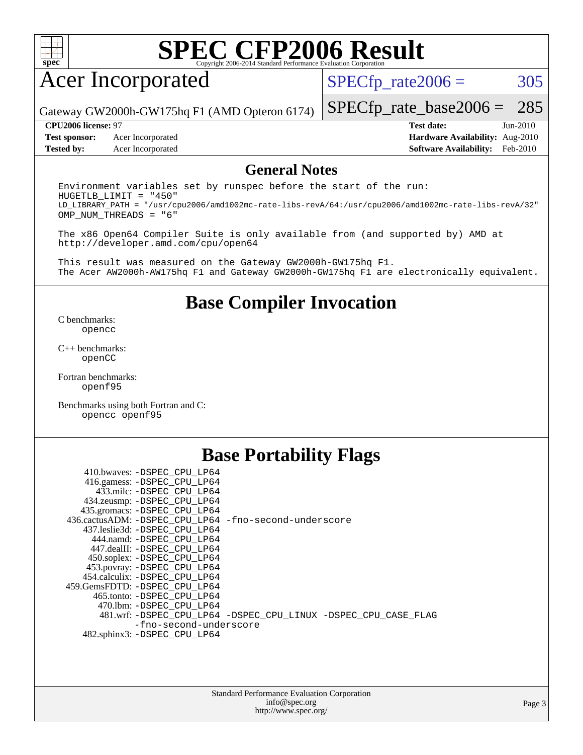# SPEC CFP2006 Result

Copyright 2006-2014 Standard Performance Evaluation Corporation

## Acer Incorporated

Gateway GW2000h-GW175hq F1 (AMD Opteron 6174)

SPECfp_rate2006 = 305

SPECfp_rate_base2006 = 285

| | | | |
|---|---|---|---|
| **CPU2006 license:** | 97 | **Test date:** | Jun-2010 |
| **Test sponsor:** | Acer Incorporated | **Hardware Availability:** | Aug-2010 |
| **Tested by:** | Acer Incorporated | **Software Availability:** | Feb-2010 |

## General Notes

```
Environment variables set by runspec before the start of the run:
HUGETLB_LIMIT = "450"
LD_LIBRARY_PATH = "/usr/cpu2006/amd1002mc-rate-libs-revA/64:/usr/cpu2006/amd1002mc-rate-libs-revA/32"
OMP_NUM_THREADS = "6"

The x86 Open64 Compiler Suite is only available from (and supported by) AMD at
http://developer.amd.com/cpu/open64

This result was measured on the Gateway GW2000h-GW175hq F1.
The Acer AW2000h-AW175hq F1 and Gateway GW2000h-GW175hq F1 are electronically equivalent.
```

## Base Compiler Invocation

C benchmarks:
opencc

C++ benchmarks:
openCC

Fortran benchmarks:
openf95

Benchmarks using both Fortran and C:
opencc openf95

## Base Portability Flags

410.bwaves: -DSPEC_CPU_LP64
416.gamess: -DSPEC_CPU_LP64
433.milc: -DSPEC_CPU_LP64
434.zeusmp: -DSPEC_CPU_LP64
435.gromacs: -DSPEC_CPU_LP64
436.cactusADM: -DSPEC_CPU_LP64 -fno-second-underscore
437.leslie3d: -DSPEC_CPU_LP64
444.namd: -DSPEC_CPU_LP64
447.dealII: -DSPEC_CPU_LP64
450.soplex: -DSPEC_CPU_LP64
453.povray: -DSPEC_CPU_LP64
454.calculix: -DSPEC_CPU_LP64
459.GemsFDTD: -DSPEC_CPU_LP64
465.tonto: -DSPEC_CPU_LP64
470.lbm: -DSPEC_CPU_LP64
481.wrf: -DSPEC_CPU_LP64 -DSPEC_CPU_LINUX -DSPEC_CPU_CASE_FLAG -fno-second-underscore
482.sphinx3: -DSPEC_CPU_LP64

Standard Performance Evaluation Corporation
info@spec.org
http://www.spec.org/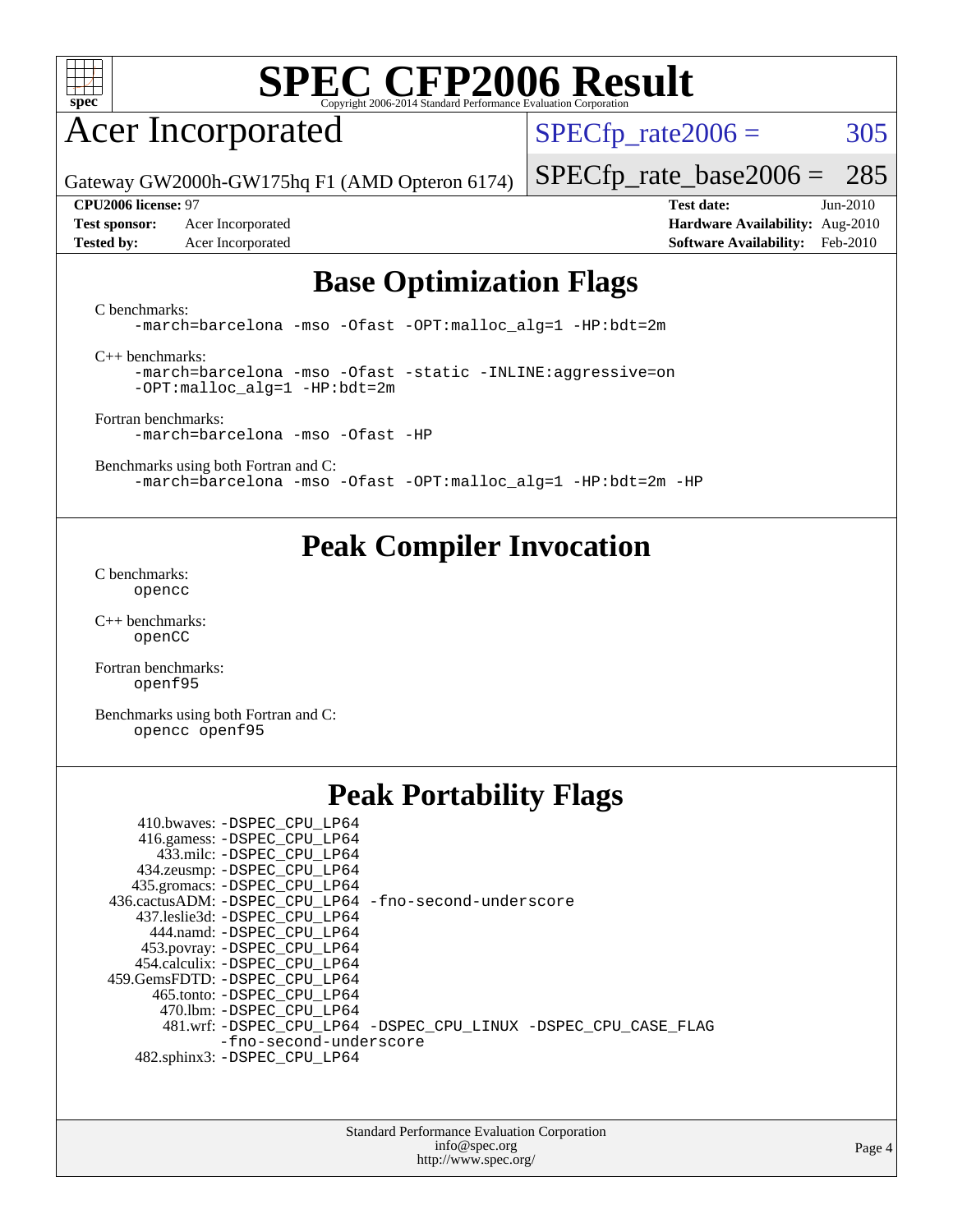# SPEC CFP2006 Result

Copyright 2006-2014 Standard Performance Evaluation Corporation

## Acer Incorporated

Gateway GW2000h-GW175hq F1 (AMD Opteron 6174)

SPECfp_rate2006 = 305

SPECfp_rate_base2006 = 285

**CPU2006 license:** 97

**Test sponsor:** Acer Incorporated

**Tested by:** Acer Incorporated

**Test date:** Jun-2010

**Hardware Availability:** Aug-2010

**Software Availability:** Feb-2010

## Base Optimization Flags

C benchmarks:

```
-march=barcelona -mso -Ofast -OPT:malloc_alg=1 -HP:bdt=2m
```

C++ benchmarks:

```
-march=barcelona -mso -Ofast -static -INLINE:aggressive=on
-OPT:malloc_alg=1 -HP:bdt=2m
```

Fortran benchmarks:

```
-march=barcelona -mso -Ofast -HP
```

Benchmarks using both Fortran and C:

```
-march=barcelona -mso -Ofast -OPT:malloc_alg=1 -HP:bdt=2m -HP
```

## Peak Compiler Invocation

C benchmarks:

```
opencc
```

C++ benchmarks:

```
openCC
```

Fortran benchmarks:

```
openf95
```

Benchmarks using both Fortran and C:

```
opencc openf95
```

## Peak Portability Flags

410.bwaves: -DSPEC_CPU_LP64
416.gamess: -DSPEC_CPU_LP64
433.milc: -DSPEC_CPU_LP64
434.zeusmp: -DSPEC_CPU_LP64
435.gromacs: -DSPEC_CPU_LP64
436.cactusADM: -DSPEC_CPU_LP64 -fno-second-underscore
437.leslie3d: -DSPEC_CPU_LP64
444.namd: -DSPEC_CPU_LP64
453.povray: -DSPEC_CPU_LP64
454.calculix: -DSPEC_CPU_LP64
459.GemsFDTD: -DSPEC_CPU_LP64
465.tonto: -DSPEC_CPU_LP64
470.lbm: -DSPEC_CPU_LP64
481.wrf: -DSPEC_CPU_LP64 -DSPEC_CPU_LINUX -DSPEC_CPU_CASE_FLAG -fno-second-underscore
482.sphinx3: -DSPEC_CPU_LP64

Standard Performance Evaluation Corporation
info@spec.org
http://www.spec.org/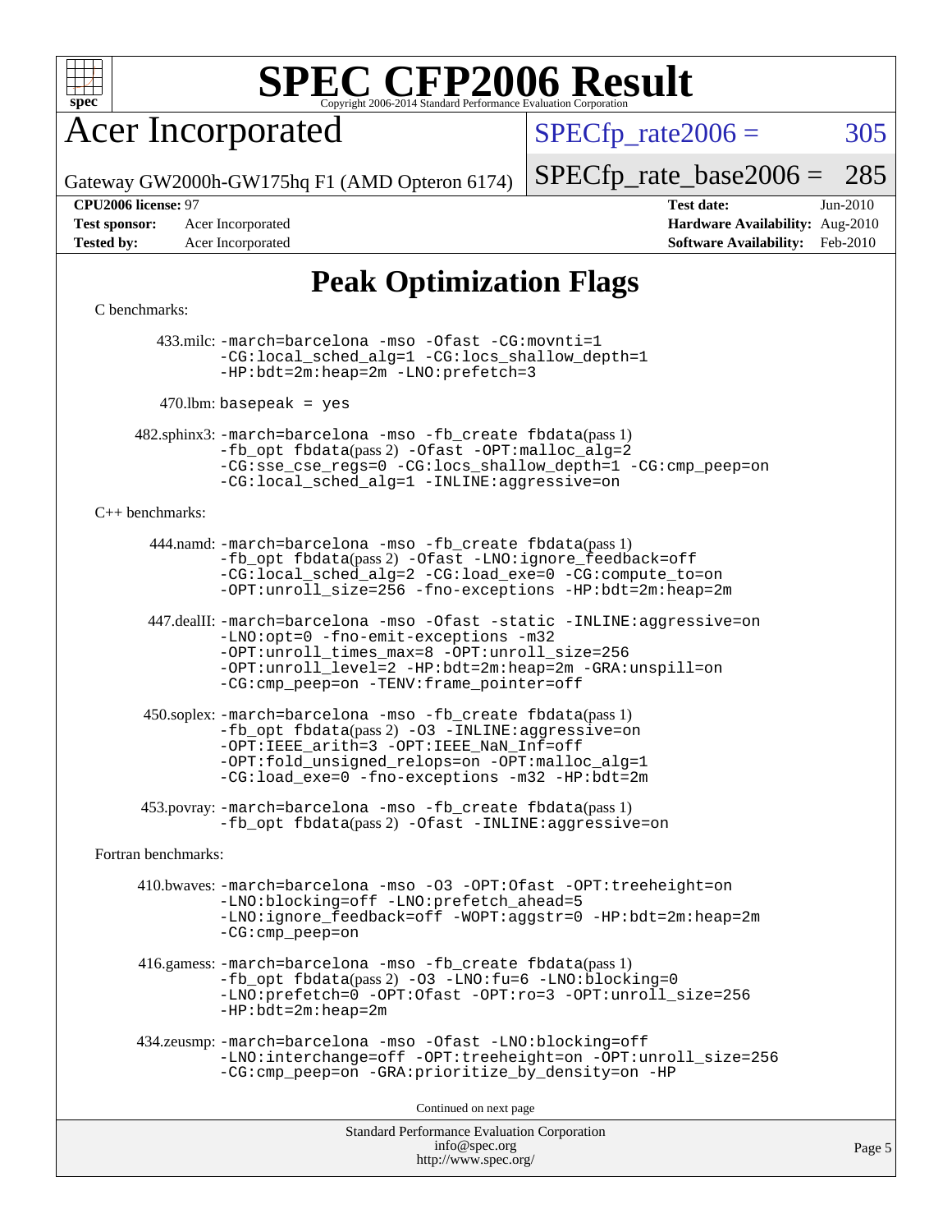# SPEC CFP2006 Result

Copyright 2006-2014 Standard Performance Evaluation Corporation

## Acer Incorporated

Gateway GW2000h-GW175hq F1 (AMD Opteron 6174)

SPECfp_rate2006 = 305

SPECfp_rate_base2006 = 285

| | | | |
|---|---|---|---|
| **CPU2006 license:** 97 | | **Test date:** | Jun-2010 |
| **Test sponsor:** | Acer Incorporated | **Hardware Availability:** | Aug-2010 |
| **Tested by:** | Acer Incorporated | **Software Availability:** | Feb-2010 |

## Peak Optimization Flags

C benchmarks:

433.milc: -march=barcelona -mso -Ofast -CG:movnti=1 -CG:local_sched_alg=1 -CG:locs_shallow_depth=1 -HP:bdt=2m:heap=2m -LNO:prefetch=3

470.lbm: basepeak = yes

482.sphinx3: -march=barcelona -mso -fb_create fbdata(pass 1) -fb_opt fbdata(pass 2) -Ofast -OPT:malloc_alg=2 -CG:sse_cse_regs=0 -CG:locs_shallow_depth=1 -CG:cmp_peep=on -CG:local_sched_alg=1 -INLINE:aggressive=on

C++ benchmarks:

444.namd: -march=barcelona -mso -fb_create fbdata(pass 1) -fb_opt fbdata(pass 2) -Ofast -LNO:ignore_feedback=off -CG:local_sched_alg=2 -CG:load_exe=0 -CG:compute_to=on -OPT:unroll_size=256 -fno-exceptions -HP:bdt=2m:heap=2m

447.dealII: -march=barcelona -mso -Ofast -static -INLINE:aggressive=on -LNO:opt=0 -fno-emit-exceptions -m32 -OPT:unroll_times_max=8 -OPT:unroll_size=256 -OPT:unroll_level=2 -HP:bdt=2m:heap=2m -GRA:unspill=on -CG:cmp_peep=on -TENV:frame_pointer=off

450.soplex: -march=barcelona -mso -fb_create fbdata(pass 1) -fb_opt fbdata(pass 2) -O3 -INLINE:aggressive=on -OPT:IEEE_arith=3 -OPT:IEEE_NaN_Inf=off -OPT:fold_unsigned_relops=on -OPT:malloc_alg=1 -CG:load_exe=0 -fno-exceptions -m32 -HP:bdt=2m

453.povray: -march=barcelona -mso -fb_create fbdata(pass 1) -fb_opt fbdata(pass 2) -Ofast -INLINE:aggressive=on

Fortran benchmarks:

410.bwaves: -march=barcelona -mso -O3 -OPT:Ofast -OPT:treeheight=on -LNO:blocking=off -LNO:prefetch_ahead=5 -LNO:ignore_feedback=off -WOPT:aggstr=0 -HP:bdt=2m:heap=2m -CG:cmp_peep=on

416.gamess: -march=barcelona -mso -fb_create fbdata(pass 1) -fb_opt fbdata(pass 2) -O3 -LNO:fu=6 -LNO:blocking=0 -LNO:prefetch=0 -OPT:Ofast -OPT:ro=3 -OPT:unroll_size=256 -HP:bdt=2m:heap=2m

434.zeusmp: -march=barcelona -mso -Ofast -LNO:blocking=off -LNO:interchange=off -OPT:treeheight=on -OPT:unroll_size=256 -CG:cmp_peep=on -GRA:prioritize_by_density=on -HP

Continued on next page

Standard Performance Evaluation Corporation
info@spec.org
http://www.spec.org/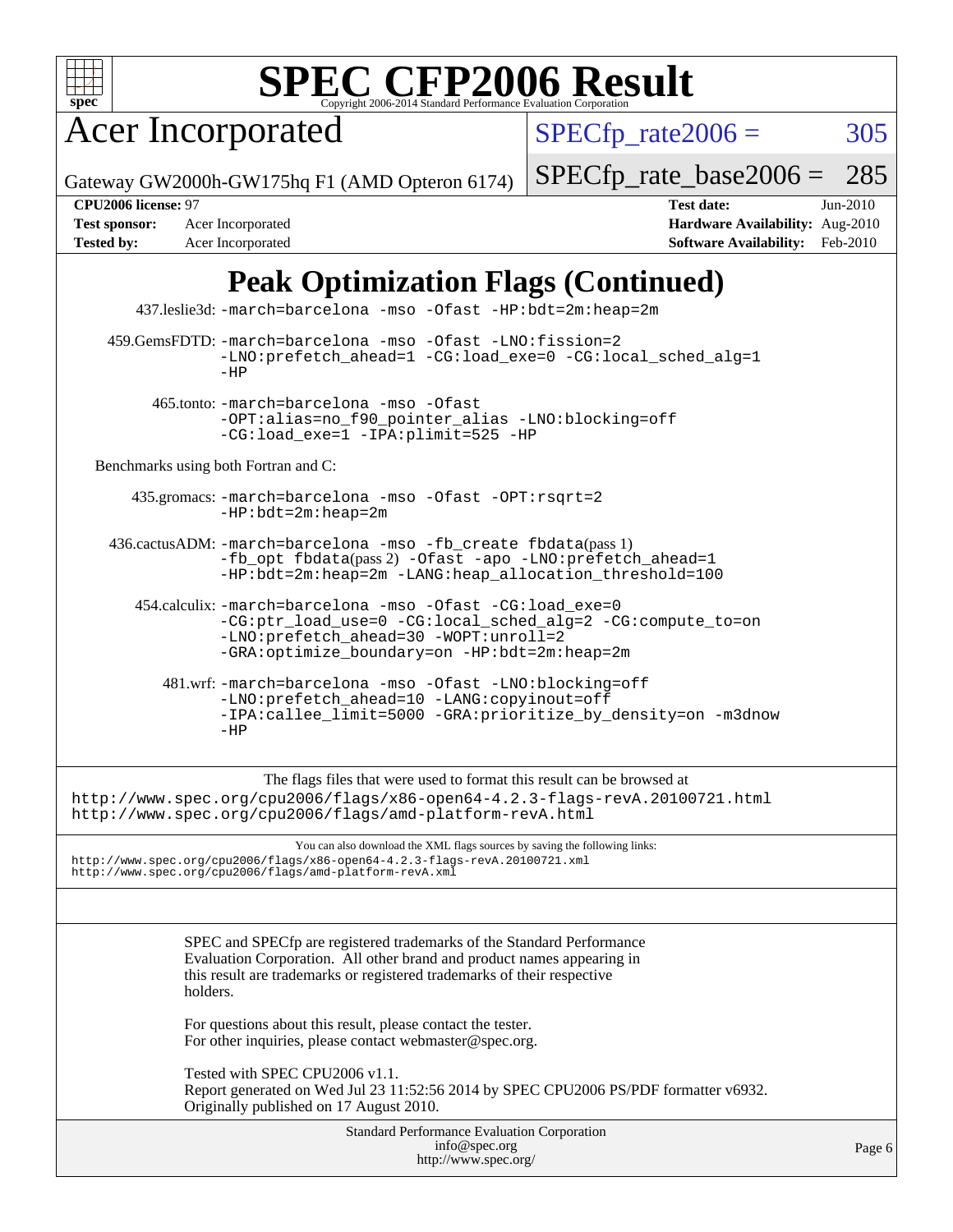# SPEC CFP2006 Result

Copyright 2006-2014 Standard Performance Evaluation Corporation

## Acer Incorporated

Gateway GW2000h-GW175hq F1 (AMD Opteron 6174)

SPECfp_rate2006 = 305

SPECfp_rate_base2006 = 285

| | | | |
|---|---|---|---|
| **CPU2006 license:** | 97 | **Test date:** | Jun-2010 |
| **Test sponsor:** | Acer Incorporated | **Hardware Availability:** | Aug-2010 |
| **Tested by:** | Acer Incorporated | **Software Availability:** | Feb-2010 |

## Peak Optimization Flags (Continued)

437.leslie3d: -march=barcelona -mso -Ofast -HP:bdt=2m:heap=2m

459.GemsFDTD: -march=barcelona -mso -Ofast -LNO:fission=2 -LNO:prefetch_ahead=1 -CG:load_exe=0 -CG:local_sched_alg=1 -HP

465.tonto: -march=barcelona -mso -Ofast -OPT:alias=no_f90_pointer_alias -LNO:blocking=off -CG:load_exe=1 -IPA:plimit=525 -HP

Benchmarks using both Fortran and C:

435.gromacs: -march=barcelona -mso -Ofast -OPT:rsqrt=2 -HP:bdt=2m:heap=2m

436.cactusADM: -march=barcelona -mso -fb_create fbdata(pass 1) -fb_opt fbdata(pass 2) -Ofast -apo -LNO:prefetch_ahead=1 -HP:bdt=2m:heap=2m -LANG:heap_allocation_threshold=100

454.calculix: -march=barcelona -mso -Ofast -CG:load_exe=0 -CG:ptr_load_use=0 -CG:local_sched_alg=2 -CG:compute_to=on -LNO:prefetch_ahead=30 -WOPT:unroll=2 -GRA:optimize_boundary=on -HP:bdt=2m:heap=2m

481.wrf: -march=barcelona -mso -Ofast -LNO:blocking=off -LNO:prefetch_ahead=10 -LANG:copyinout=off -IPA:callee_limit=5000 -GRA:prioritize_by_density=on -m3dnow -HP

The flags files that were used to format this result can be browsed at
http://www.spec.org/cpu2006/flags/x86-open64-4.2.3-flags-revA.20100721.html
http://www.spec.org/cpu2006/flags/amd-platform-revA.html

You can also download the XML flags sources by saving the following links:
http://www.spec.org/cpu2006/flags/x86-open64-4.2.3-flags-revA.20100721.xml
http://www.spec.org/cpu2006/flags/amd-platform-revA.xml

SPEC and SPECfp are registered trademarks of the Standard Performance Evaluation Corporation. All other brand and product names appearing in this result are trademarks or registered trademarks of their respective holders.

For questions about this result, please contact the tester.
For other inquiries, please contact webmaster@spec.org.

Tested with SPEC CPU2006 v1.1.
Report generated on Wed Jul 23 11:52:56 2014 by SPEC CPU2006 PS/PDF formatter v6932.
Originally published on 17 August 2010.

Standard Performance Evaluation Corporation
info@spec.org
http://www.spec.org/